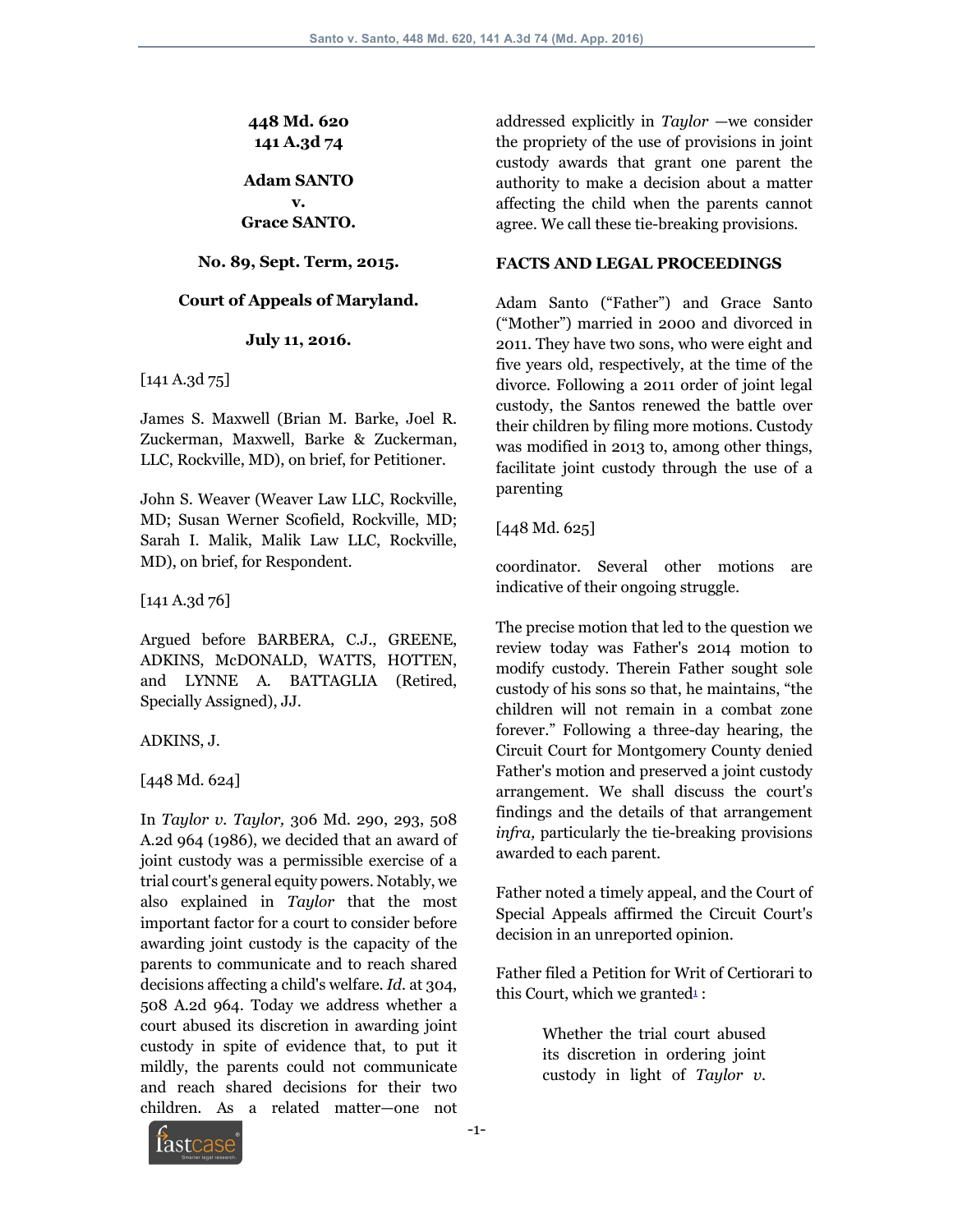**448 Md. 620**
**141 A.3d 74**

**Adam SANTO**
**v.**
**Grace SANTO.**

**No. 89, Sept. Term, 2015.**

**Court of Appeals of Maryland.**

**July 11, 2016.**

[141 A.3d 75]

James S. Maxwell (Brian M. Barke, Joel R. Zuckerman, Maxwell, Barke & Zuckerman, LLC, Rockville, MD), on brief, for Petitioner.

John S. Weaver (Weaver Law LLC, Rockville, MD; Susan Werner Scofield, Rockville, MD; Sarah I. Malik, Malik Law LLC, Rockville, MD), on brief, for Respondent.

[141 A.3d 76]

Argued before BARBERA, C.J., GREENE, ADKINS, McDONALD, WATTS, HOTTEN, and LYNNE A. BATTAGLIA (Retired, Specially Assigned), JJ.

ADKINS, J.

[448 Md. 624]

In *Taylor v. Taylor,* 306 Md. 290, 293, 508 A.2d 964 (1986), we decided that an award of joint custody was a permissible exercise of a trial court's general equity powers. Notably, we also explained in *Taylor* that the most important factor for a court to consider before awarding joint custody is the capacity of the parents to communicate and to reach shared decisions affecting a child's welfare. *Id.* at 304, 508 A.2d 964. Today we address whether a court abused its discretion in awarding joint custody in spite of evidence that, to put it mildly, the parents could not communicate and reach shared decisions for their two children. As a related matter—one not addressed explicitly in *Taylor* —we consider the propriety of the use of provisions in joint custody awards that grant one parent the authority to make a decision about a matter affecting the child when the parents cannot agree. We call these tie-breaking provisions.

**FACTS AND LEGAL PROCEEDINGS**

Adam Santo ("Father") and Grace Santo ("Mother") married in 2000 and divorced in 2011. They have two sons, who were eight and five years old, respectively, at the time of the divorce. Following a 2011 order of joint legal custody, the Santos renewed the battle over their children by filing more motions. Custody was modified in 2013 to, among other things, facilitate joint custody through the use of a parenting

[448 Md. 625]

coordinator. Several other motions are indicative of their ongoing struggle.

The precise motion that led to the question we review today was Father's 2014 motion to modify custody. Therein Father sought sole custody of his sons so that, he maintains, "the children will not remain in a combat zone forever." Following a three-day hearing, the Circuit Court for Montgomery County denied Father's motion and preserved a joint custody arrangement. We shall discuss the court's findings and the details of that arrangement *infra,* particularly the tie-breaking provisions awarded to each parent.

Father noted a timely appeal, and the Court of Special Appeals affirmed the Circuit Court's decision in an unreported opinion.

Father filed a Petition for Writ of Certiorari to this Court, which we granted[1] :

> Whether the trial court abused its discretion in ordering joint custody in light of *Taylor v.*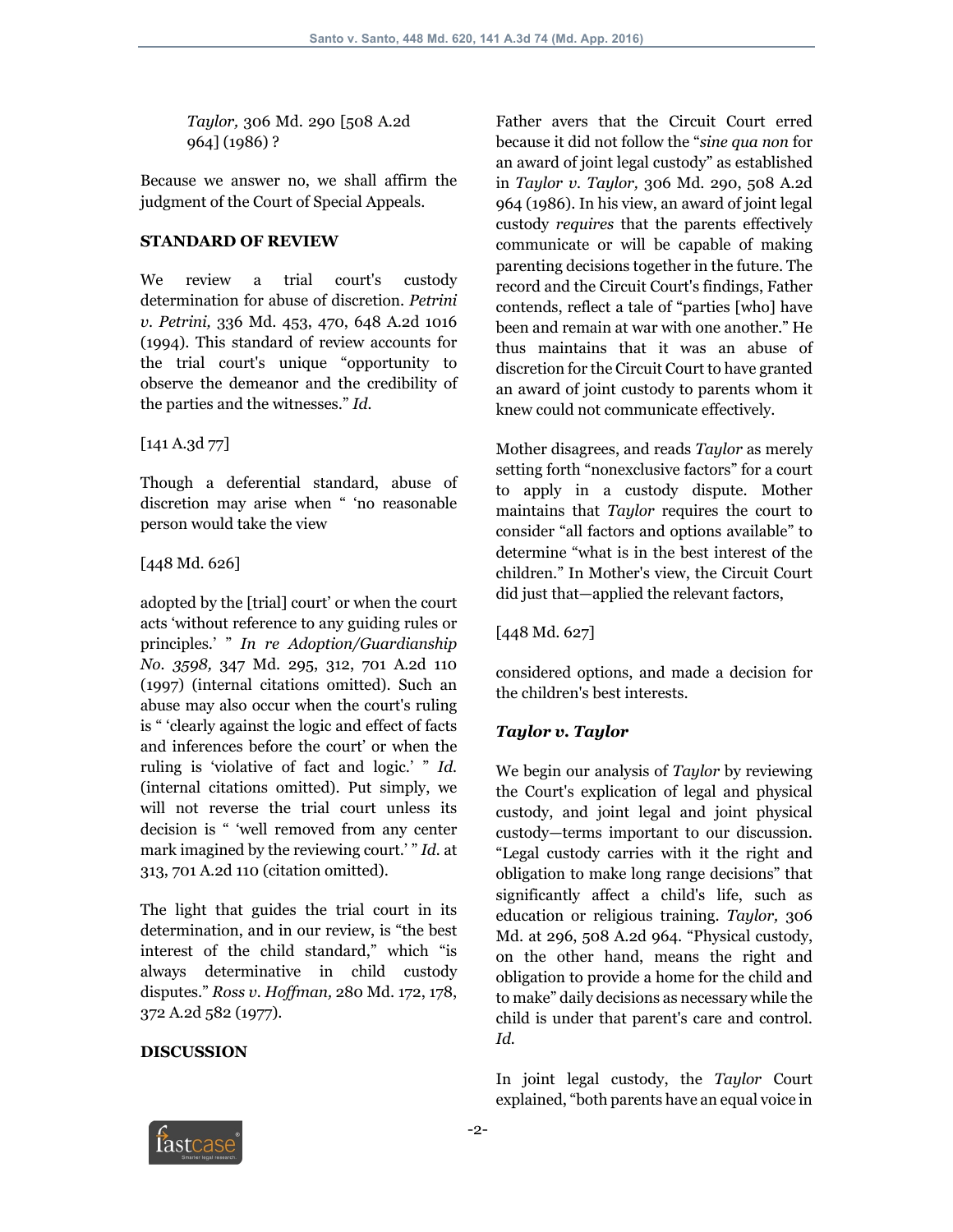*Taylor,* 306 Md. 290 [508 A.2d 964] (1986) ?

Because we answer no, we shall affirm the judgment of the Court of Special Appeals.

**STANDARD OF REVIEW**

We review a trial court's custody determination for abuse of discretion. *Petrini v. Petrini,* 336 Md. 453, 470, 648 A.2d 1016 (1994). This standard of review accounts for the trial court's unique "opportunity to observe the demeanor and the credibility of the parties and the witnesses." *Id.*

[141 A.3d 77]

Though a deferential standard, abuse of discretion may arise when " 'no reasonable person would take the view

[448 Md. 626]

adopted by the [trial] court' or when the court acts 'without reference to any guiding rules or principles.' " *In re Adoption/Guardianship No. 3598,* 347 Md. 295, 312, 701 A.2d 110 (1997) (internal citations omitted). Such an abuse may also occur when the court's ruling is " 'clearly against the logic and effect of facts and inferences before the court' or when the ruling is 'violative of fact and logic.' " *Id.* (internal citations omitted). Put simply, we will not reverse the trial court unless its decision is " 'well removed from any center mark imagined by the reviewing court.' " *Id.* at 313, 701 A.2d 110 (citation omitted).

The light that guides the trial court in its determination, and in our review, is "the best interest of the child standard," which "is always determinative in child custody disputes." *Ross v. Hoffman,* 280 Md. 172, 178, 372 A.2d 582 (1977).

**DISCUSSION**

Father avers that the Circuit Court erred because it did not follow the "*sine qua non* for an award of joint legal custody" as established in *Taylor v. Taylor,* 306 Md. 290, 508 A.2d 964 (1986). In his view, an award of joint legal custody *requires* that the parents effectively communicate or will be capable of making parenting decisions together in the future. The record and the Circuit Court's findings, Father contends, reflect a tale of "parties [who] have been and remain at war with one another." He thus maintains that it was an abuse of discretion for the Circuit Court to have granted an award of joint custody to parents whom it knew could not communicate effectively.

Mother disagrees, and reads *Taylor* as merely setting forth "nonexclusive factors" for a court to apply in a custody dispute. Mother maintains that *Taylor* requires the court to consider "all factors and options available" to determine "what is in the best interest of the children." In Mother's view, the Circuit Court did just that—applied the relevant factors,

[448 Md. 627]

considered options, and made a decision for the children's best interests.

***Taylor v. Taylor***

We begin our analysis of *Taylor* by reviewing the Court's explication of legal and physical custody, and joint legal and joint physical custody—terms important to our discussion. "Legal custody carries with it the right and obligation to make long range decisions" that significantly affect a child's life, such as education or religious training. *Taylor,* 306 Md. at 296, 508 A.2d 964. "Physical custody, on the other hand, means the right and obligation to provide a home for the child and to make" daily decisions as necessary while the child is under that parent's care and control. *Id.*

In joint legal custody, the *Taylor* Court explained, "both parents have an equal voice in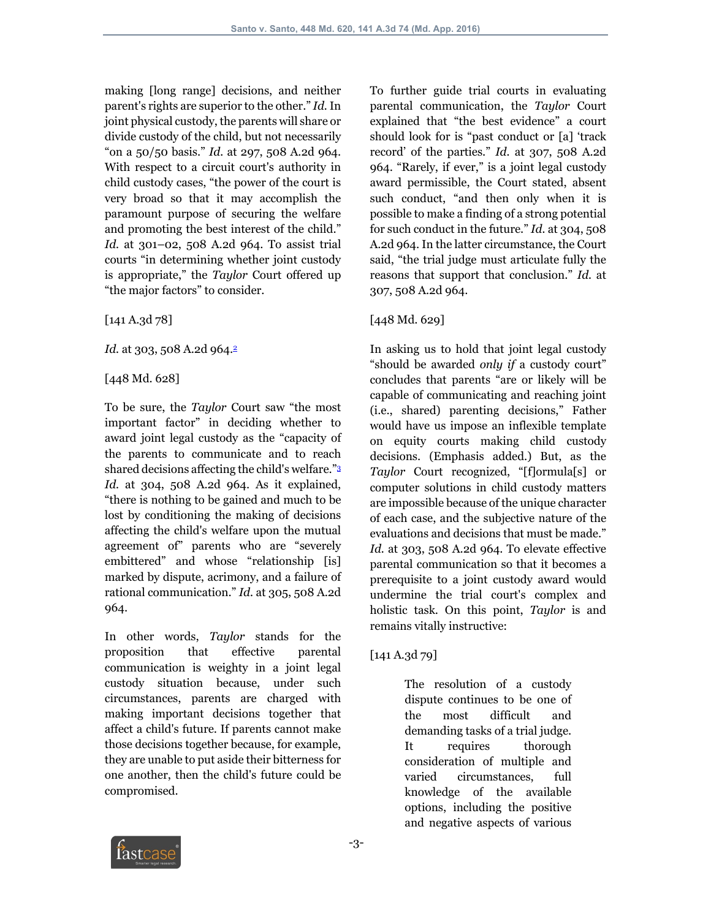making [long range] decisions, and neither parent's rights are superior to the other." *Id.* In joint physical custody, the parents will share or divide custody of the child, but not necessarily "on a 50/50 basis." *Id.* at 297, 508 A.2d 964. With respect to a circuit court's authority in child custody cases, "the power of the court is very broad so that it may accomplish the paramount purpose of securing the welfare and promoting the best interest of the child." *Id.* at 301–02, 508 A.2d 964. To assist trial courts "in determining whether joint custody is appropriate," the *Taylor* Court offered up "the major factors" to consider.

[141 A.3d 78]

*Id.* at 303, 508 A.2d 964.[2]

[448 Md. 628]

To be sure, the *Taylor* Court saw "the most important factor" in deciding whether to award joint legal custody as the "capacity of the parents to communicate and to reach shared decisions affecting the child's welfare."[3] *Id.* at 304, 508 A.2d 964. As it explained, "there is nothing to be gained and much to be lost by conditioning the making of decisions affecting the child's welfare upon the mutual agreement of" parents who are "severely embittered" and whose "relationship [is] marked by dispute, acrimony, and a failure of rational communication." *Id.* at 305, 508 A.2d 964.

In other words, *Taylor* stands for the proposition that effective parental communication is weighty in a joint legal custody situation because, under such circumstances, parents are charged with making important decisions together that affect a child's future. If parents cannot make those decisions together because, for example, they are unable to put aside their bitterness for one another, then the child's future could be compromised.

To further guide trial courts in evaluating parental communication, the *Taylor* Court explained that "the best evidence" a court should look for is "past conduct or [a] 'track record' of the parties." *Id.* at 307, 508 A.2d 964. "Rarely, if ever," is a joint legal custody award permissible, the Court stated, absent such conduct, "and then only when it is possible to make a finding of a strong potential for such conduct in the future." *Id.* at 304, 508 A.2d 964. In the latter circumstance, the Court said, "the trial judge must articulate fully the reasons that support that conclusion." *Id.* at 307, 508 A.2d 964.

[448 Md. 629]

In asking us to hold that joint legal custody "should be awarded *only if* a custody court" concludes that parents "are or likely will be capable of communicating and reaching joint (i.e., shared) parenting decisions," Father would have us impose an inflexible template on equity courts making child custody decisions. (Emphasis added.) But, as the *Taylor* Court recognized, "[f]ormula[s] or computer solutions in child custody matters are impossible because of the unique character of each case, and the subjective nature of the evaluations and decisions that must be made." *Id.* at 303, 508 A.2d 964. To elevate effective parental communication so that it becomes a prerequisite to a joint custody award would undermine the trial court's complex and holistic task. On this point, *Taylor* is and remains vitally instructive:

[141 A.3d 79]

> The resolution of a custody dispute continues to be one of the most difficult and demanding tasks of a trial judge. It requires thorough consideration of multiple and varied circumstances, full knowledge of the available options, including the positive and negative aspects of various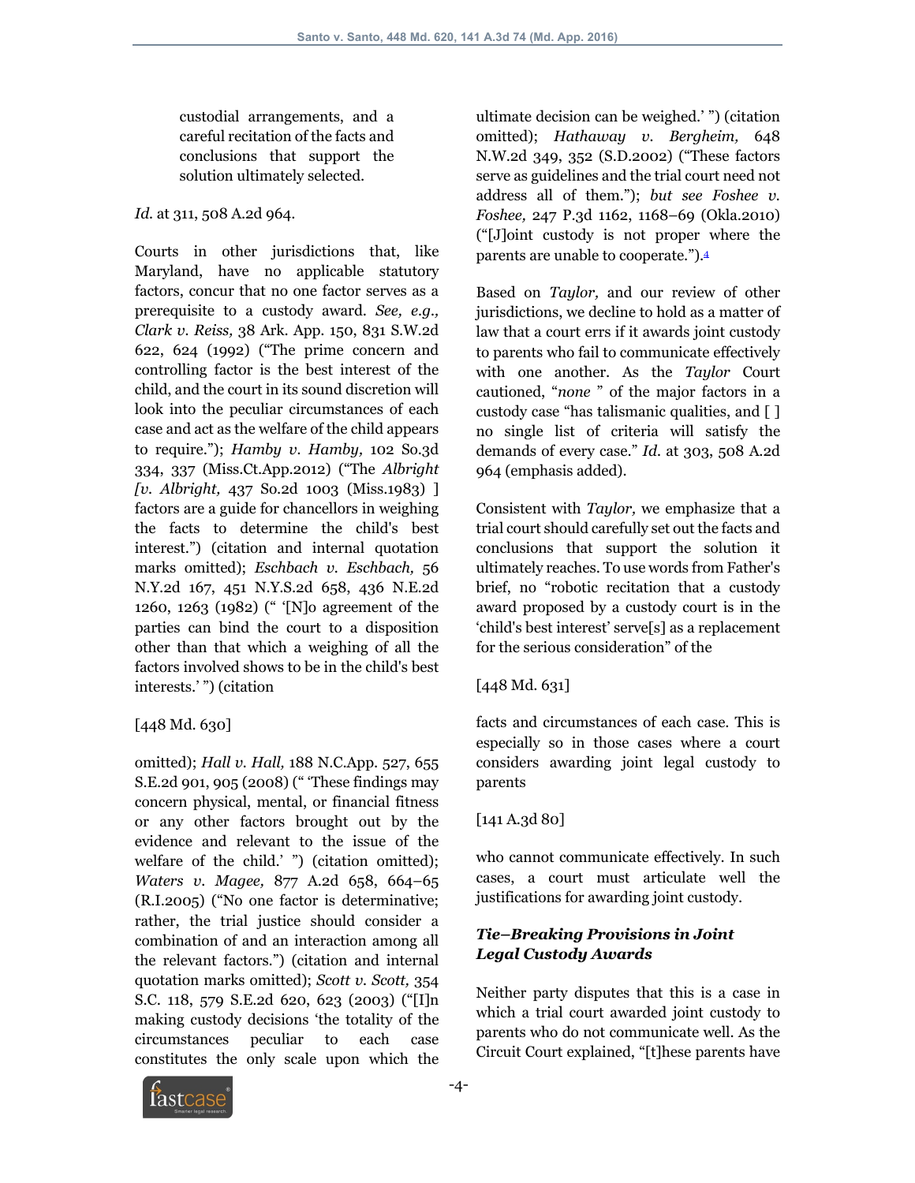> custodial arrangements, and a careful recitation of the facts and conclusions that support the solution ultimately selected.

*Id.* at 311, 508 A.2d 964.

Courts in other jurisdictions that, like Maryland, have no applicable statutory factors, concur that no one factor serves as a prerequisite to a custody award. *See, e.g., Clark v. Reiss,* 38 Ark. App. 150, 831 S.W.2d 622, 624 (1992) ("The prime concern and controlling factor is the best interest of the child, and the court in its sound discretion will look into the peculiar circumstances of each case and act as the welfare of the child appears to require."); *Hamby v. Hamby,* 102 So.3d 334, 337 (Miss.Ct.App.2012) ("The *Albright [v. Albright,* 437 So.2d 1003 (Miss.1983) ] factors are a guide for chancellors in weighing the facts to determine the child's best interest.") (citation and internal quotation marks omitted); *Eschbach v. Eschbach,* 56 N.Y.2d 167, 451 N.Y.S.2d 658, 436 N.E.2d 1260, 1263 (1982) (" '[N]o agreement of the parties can bind the court to a disposition other than that which a weighing of all the factors involved shows to be in the child's best interests.' ") (citation

[448 Md. 630]

omitted); *Hall v. Hall,* 188 N.C.App. 527, 655 S.E.2d 901, 905 (2008) (" 'These findings may concern physical, mental, or financial fitness or any other factors brought out by the evidence and relevant to the issue of the welfare of the child.' ") (citation omitted); *Waters v. Magee,* 877 A.2d 658, 664–65 (R.I.2005) ("No one factor is determinative; rather, the trial justice should consider a combination of and an interaction among all the relevant factors.") (citation and internal quotation marks omitted); *Scott v. Scott,* 354 S.C. 118, 579 S.E.2d 620, 623 (2003) ("[I]n making custody decisions 'the totality of the circumstances peculiar to each case constitutes the only scale upon which the ultimate decision can be weighed.' ") (citation omitted); *Hathaway v. Bergheim,* 648 N.W.2d 349, 352 (S.D.2002) ("These factors serve as guidelines and the trial court need not address all of them."); *but see Foshee v. Foshee,* 247 P.3d 1162, 1168–69 (Okla.2010) ("[J]oint custody is not proper where the parents are unable to cooperate.").[4]

Based on *Taylor,* and our review of other jurisdictions, we decline to hold as a matter of law that a court errs if it awards joint custody to parents who fail to communicate effectively with one another. As the *Taylor* Court cautioned, "*none* " of the major factors in a custody case "has talismanic qualities, and [ ] no single list of criteria will satisfy the demands of every case." *Id.* at 303, 508 A.2d 964 (emphasis added).

Consistent with *Taylor,* we emphasize that a trial court should carefully set out the facts and conclusions that support the solution it ultimately reaches. To use words from Father's brief, no "robotic recitation that a custody award proposed by a custody court is in the 'child's best interest' serve[s] as a replacement for the serious consideration" of the

[448 Md. 631]

facts and circumstances of each case. This is especially so in those cases where a court considers awarding joint legal custody to parents

[141 A.3d 80]

who cannot communicate effectively. In such cases, a court must articulate well the justifications for awarding joint custody.

### *Tie–Breaking Provisions in Joint Legal Custody Awards*

Neither party disputes that this is a case in which a trial court awarded joint custody to parents who do not communicate well. As the Circuit Court explained, "[t]hese parents have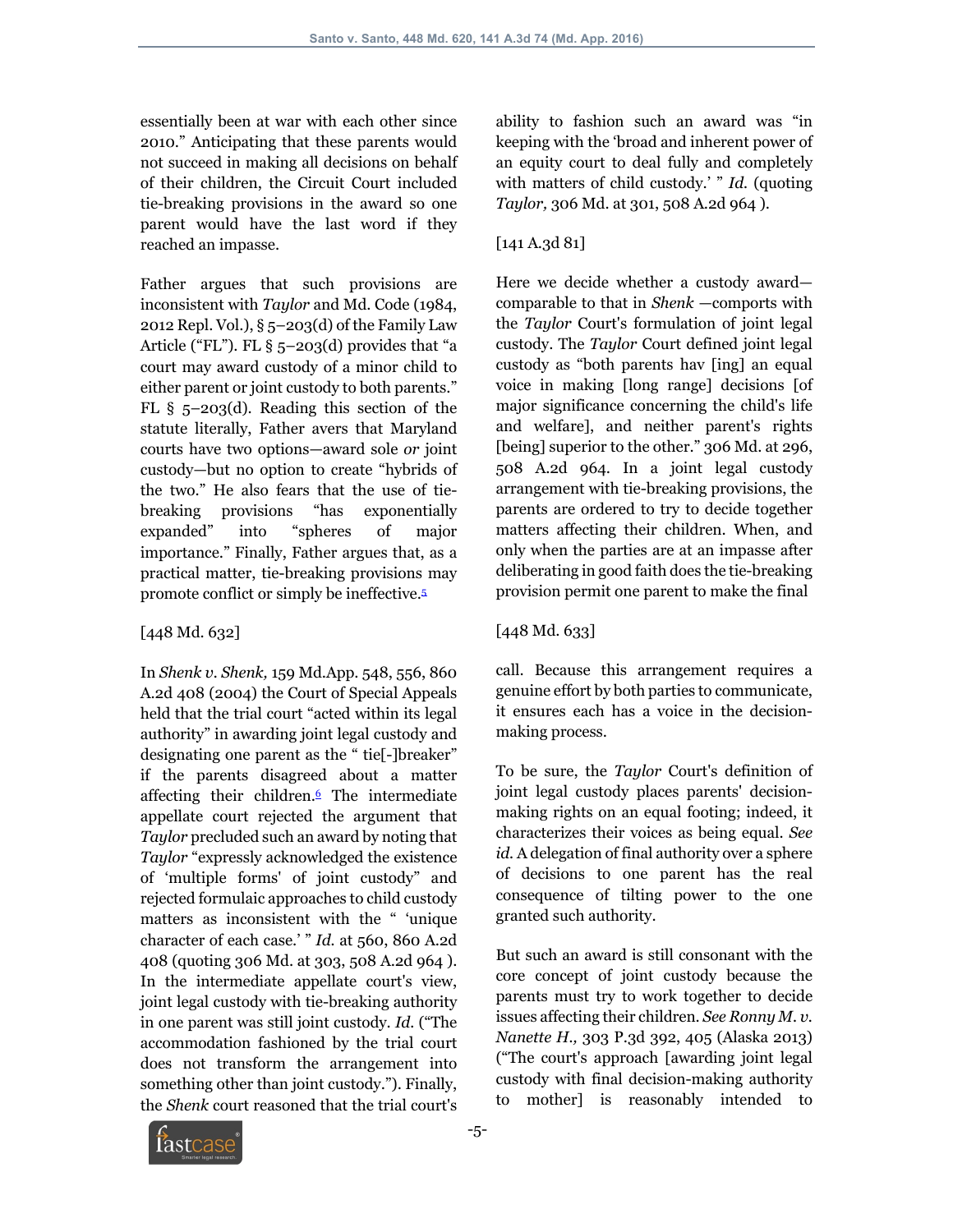essentially been at war with each other since 2010." Anticipating that these parents would not succeed in making all decisions on behalf of their children, the Circuit Court included tie-breaking provisions in the award so one parent would have the last word if they reached an impasse.

Father argues that such provisions are inconsistent with *Taylor* and Md. Code (1984, 2012 Repl. Vol.), § 5–203(d) of the Family Law Article ("FL"). FL § 5–203(d) provides that "a court may award custody of a minor child to either parent or joint custody to both parents." FL § 5–203(d). Reading this section of the statute literally, Father avers that Maryland courts have two options—award sole *or* joint custody—but no option to create "hybrids of the two." He also fears that the use of tie-breaking provisions "has exponentially expanded" into "spheres of major importance." Finally, Father argues that, as a practical matter, tie-breaking provisions may promote conflict or simply be ineffective.[5]

[448 Md. 632]

In *Shenk v. Shenk,* 159 Md.App. 548, 556, 860 A.2d 408 (2004) the Court of Special Appeals held that the trial court "acted within its legal authority" in awarding joint legal custody and designating one parent as the " tie[-]breaker" if the parents disagreed about a matter affecting their children.[6] The intermediate appellate court rejected the argument that *Taylor* precluded such an award by noting that *Taylor* "expressly acknowledged the existence of 'multiple forms' of joint custody" and rejected formulaic approaches to child custody matters as inconsistent with the " 'unique character of each case.' " *Id.* at 560, 860 A.2d 408 (quoting 306 Md. at 303, 508 A.2d 964 ). In the intermediate appellate court's view, joint legal custody with tie-breaking authority in one parent was still joint custody. *Id.* ("The accommodation fashioned by the trial court does not transform the arrangement into something other than joint custody."). Finally, the *Shenk* court reasoned that the trial court's ability to fashion such an award was "in keeping with the 'broad and inherent power of an equity court to deal fully and completely with matters of child custody.' " *Id.* (quoting *Taylor,* 306 Md. at 301, 508 A.2d 964 ).

[141 A.3d 81]

Here we decide whether a custody award—comparable to that in *Shenk* —comports with the *Taylor* Court's formulation of joint legal custody. The *Taylor* Court defined joint legal custody as "both parents hav [ing] an equal voice in making [long range] decisions [of major significance concerning the child's life and welfare], and neither parent's rights [being] superior to the other." 306 Md. at 296, 508 A.2d 964. In a joint legal custody arrangement with tie-breaking provisions, the parents are ordered to try to decide together matters affecting their children. When, and only when the parties are at an impasse after deliberating in good faith does the tie-breaking provision permit one parent to make the final

[448 Md. 633]

call. Because this arrangement requires a genuine effort by both parties to communicate, it ensures each has a voice in the decision-making process.

To be sure, the *Taylor* Court's definition of joint legal custody places parents' decision-making rights on an equal footing; indeed, it characterizes their voices as being equal. *See id.* A delegation of final authority over a sphere of decisions to one parent has the real consequence of tilting power to the one granted such authority.

But such an award is still consonant with the core concept of joint custody because the parents must try to work together to decide issues affecting their children. *See Ronny M. v. Nanette H.,* 303 P.3d 392, 405 (Alaska 2013) ("The court's approach [awarding joint legal custody with final decision-making authority to mother] is reasonably intended to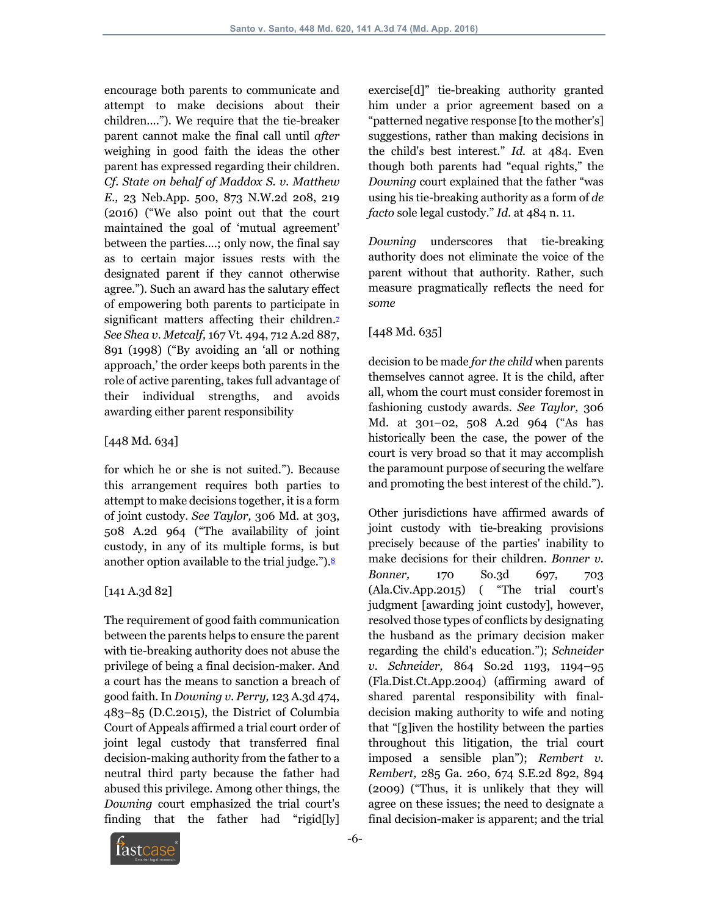encourage both parents to communicate and attempt to make decisions about their children...."). We require that the tie-breaker parent cannot make the final call until *after* weighing in good faith the ideas the other parent has expressed regarding their children. *Cf. State on behalf of Maddox S. v. Matthew E.,* 23 Neb.App. 500, 873 N.W.2d 208, 219 (2016) ("We also point out that the court maintained the goal of 'mutual agreement' between the parties....; only now, the final say as to certain major issues rests with the designated parent if they cannot otherwise agree."). Such an award has the salutary effect of empowering both parents to participate in significant matters affecting their children.[7] *See Shea v. Metcalf,* 167 Vt. 494, 712 A.2d 887, 891 (1998) ("By avoiding an 'all or nothing approach,' the order keeps both parents in the role of active parenting, takes full advantage of their individual strengths, and avoids awarding either parent responsibility

[448 Md. 634]

for which he or she is not suited."). Because this arrangement requires both parties to attempt to make decisions together, it is a form of joint custody. *See Taylor,* 306 Md. at 303, 508 A.2d 964 ("The availability of joint custody, in any of its multiple forms, is but another option available to the trial judge.").[8]

[141 A.3d 82]

The requirement of good faith communication between the parents helps to ensure the parent with tie-breaking authority does not abuse the privilege of being a final decision-maker. And a court has the means to sanction a breach of good faith. In *Downing v. Perry,* 123 A.3d 474, 483–85 (D.C.2015), the District of Columbia Court of Appeals affirmed a trial court order of joint legal custody that transferred final decision-making authority from the father to a neutral third party because the father had abused this privilege. Among other things, the *Downing* court emphasized the trial court's finding that the father had "rigid[ly] exercise[d]" tie-breaking authority granted him under a prior agreement based on a "patterned negative response [to the mother's] suggestions, rather than making decisions in the child's best interest." *Id.* at 484. Even though both parents had "equal rights," the *Downing* court explained that the father "was using his tie-breaking authority as a form of *de facto* sole legal custody." *Id.* at 484 n. 11.

*Downing* underscores that tie-breaking authority does not eliminate the voice of the parent without that authority. Rather, such measure pragmatically reflects the need for *some*

[448 Md. 635]

decision to be made *for the child* when parents themselves cannot agree. It is the child, after all, whom the court must consider foremost in fashioning custody awards. *See Taylor,* 306 Md. at 301–02, 508 A.2d 964 ("As has historically been the case, the power of the court is very broad so that it may accomplish the paramount purpose of securing the welfare and promoting the best interest of the child.").

Other jurisdictions have affirmed awards of joint custody with tie-breaking provisions precisely because of the parties' inability to make decisions for their children. *Bonner v. Bonner,* 170 So.3d 697, 703 (Ala.Civ.App.2015) ( "The trial court's judgment [awarding joint custody], however, resolved those types of conflicts by designating the husband as the primary decision maker regarding the child's education."); *Schneider v. Schneider,* 864 So.2d 1193, 1194–95 (Fla.Dist.Ct.App.2004) (affirming award of shared parental responsibility with final-decision making authority to wife and noting that "[g]iven the hostility between the parties throughout this litigation, the trial court imposed a sensible plan"); *Rembert v. Rembert,* 285 Ga. 260, 674 S.E.2d 892, 894 (2009) ("Thus, it is unlikely that they will agree on these issues; the need to designate a final decision-maker is apparent; and the trial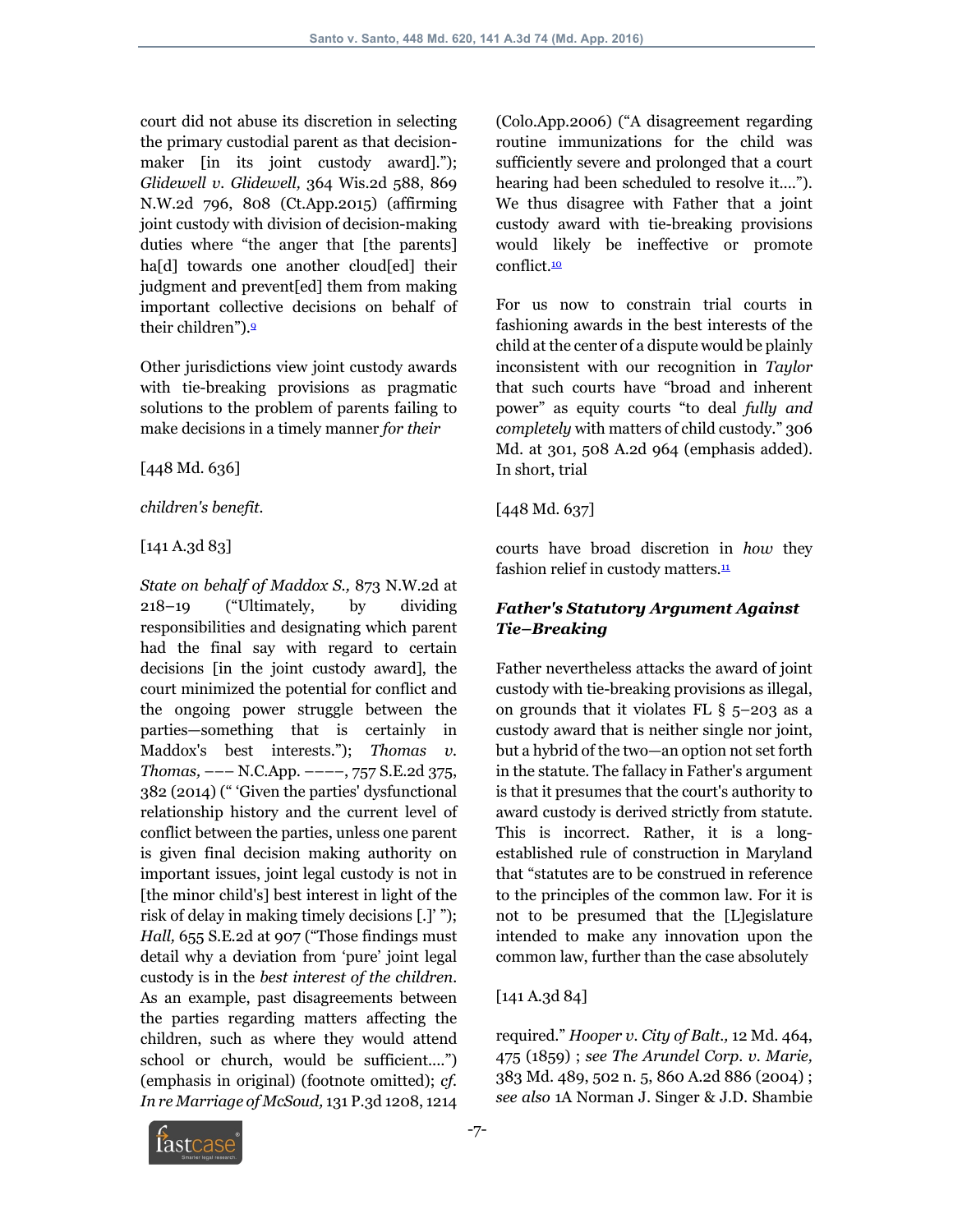court did not abuse its discretion in selecting the primary custodial parent as that decision-maker [in its joint custody award]."); *Glidewell v. Glidewell,* 364 Wis.2d 588, 869 N.W.2d 796, 808 (Ct.App.2015) (affirming joint custody with division of decision-making duties where "the anger that [the parents] ha[d] towards one another cloud[ed] their judgment and prevent[ed] them from making important collective decisions on behalf of their children").[9]

Other jurisdictions view joint custody awards with tie-breaking provisions as pragmatic solutions to the problem of parents failing to make decisions in a timely manner *for their*

[448 Md. 636]

*children's benefit.*

[141 A.3d 83]

*State on behalf of Maddox S.,* 873 N.W.2d at 218–19 ("Ultimately, by dividing responsibilities and designating which parent had the final say with regard to certain decisions [in the joint custody award], the court minimized the potential for conflict and the ongoing power struggle between the parties—something that is certainly in Maddox's best interests."); *Thomas v. Thomas,* ––– N.C.App. ––––, 757 S.E.2d 375, 382 (2014) (" 'Given the parties' dysfunctional relationship history and the current level of conflict between the parties, unless one parent is given final decision making authority on important issues, joint legal custody is not in [the minor child's] best interest in light of the risk of delay in making timely decisions [.]' "); *Hall,* 655 S.E.2d at 907 ("Those findings must detail why a deviation from 'pure' joint legal custody is in the *best interest of the children.* As an example, past disagreements between the parties regarding matters affecting the children, such as where they would attend school or church, would be sufficient....") (emphasis in original) (footnote omitted); *cf. In re Marriage of McSoud,* 131 P.3d 1208, 1214 (Colo.App.2006) ("A disagreement regarding routine immunizations for the child was sufficiently severe and prolonged that a court hearing had been scheduled to resolve it...."). We thus disagree with Father that a joint custody award with tie-breaking provisions would likely be ineffective or promote conflict.[10]

For us now to constrain trial courts in fashioning awards in the best interests of the child at the center of a dispute would be plainly inconsistent with our recognition in *Taylor* that such courts have "broad and inherent power" as equity courts "to deal *fully and completely* with matters of child custody." 306 Md. at 301, 508 A.2d 964 (emphasis added). In short, trial

[448 Md. 637]

courts have broad discretion in *how* they fashion relief in custody matters.[11]

### ***Father's Statutory Argument Against Tie–Breaking***

Father nevertheless attacks the award of joint custody with tie-breaking provisions as illegal, on grounds that it violates FL § 5–203 as a custody award that is neither single nor joint, but a hybrid of the two—an option not set forth in the statute. The fallacy in Father's argument is that it presumes that the court's authority to award custody is derived strictly from statute. This is incorrect. Rather, it is a long-established rule of construction in Maryland that "statutes are to be construed in reference to the principles of the common law. For it is not to be presumed that the [L]egislature intended to make any innovation upon the common law, further than the case absolutely

[141 A.3d 84]

required." *Hooper v. City of Balt.,* 12 Md. 464, 475 (1859) ; *see The Arundel Corp. v. Marie,* 383 Md. 489, 502 n. 5, 860 A.2d 886 (2004) ; *see also* 1A Norman J. Singer & J.D. Shambie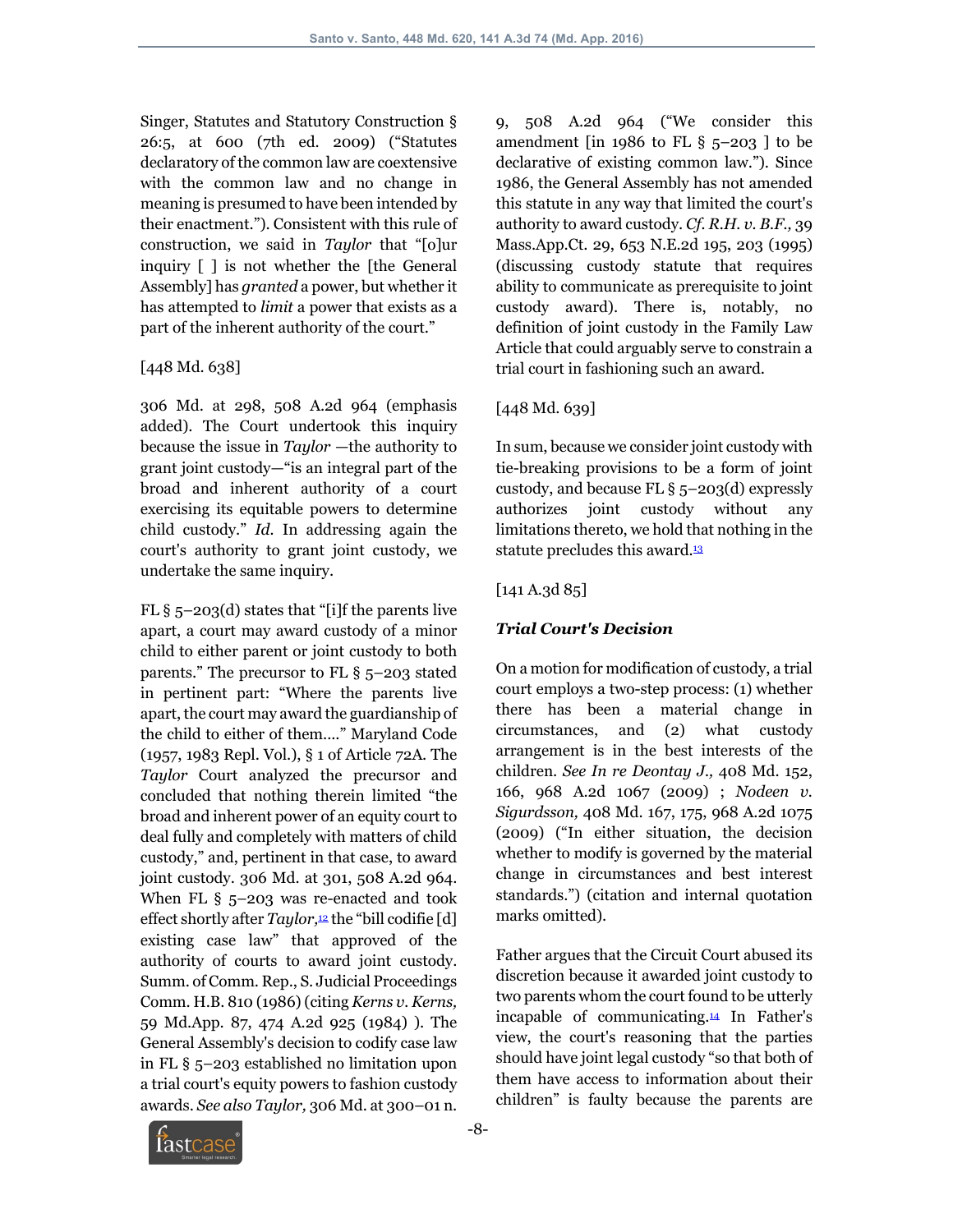Singer, Statutes and Statutory Construction § 26:5, at 600 (7th ed. 2009) ("Statutes declaratory of the common law are coextensive with the common law and no change in meaning is presumed to have been intended by their enactment."). Consistent with this rule of construction, we said in *Taylor* that "[o]ur inquiry [ ] is not whether the [the General Assembly] has *granted* a power, but whether it has attempted to *limit* a power that exists as a part of the inherent authority of the court."

[448 Md. 638]

306 Md. at 298, 508 A.2d 964 (emphasis added). The Court undertook this inquiry because the issue in *Taylor* —the authority to grant joint custody—"is an integral part of the broad and inherent authority of a court exercising its equitable powers to determine child custody." *Id.* In addressing again the court's authority to grant joint custody, we undertake the same inquiry.

FL § 5–203(d) states that "[i]f the parents live apart, a court may award custody of a minor child to either parent or joint custody to both parents." The precursor to FL § 5–203 stated in pertinent part: "Where the parents live apart, the court may award the guardianship of the child to either of them...." Maryland Code (1957, 1983 Repl. Vol.), § 1 of Article 72A. The *Taylor* Court analyzed the precursor and concluded that nothing therein limited "the broad and inherent power of an equity court to deal fully and completely with matters of child custody," and, pertinent in that case, to award joint custody. 306 Md. at 301, 508 A.2d 964. When FL § 5–203 was re-enacted and took effect shortly after *Taylor*,[12] the "bill codifie[d] existing case law" that approved of the authority of courts to award joint custody. Summ. of Comm. Rep., S. Judicial Proceedings Comm. H.B. 810 (1986) (citing *Kerns v. Kerns,* 59 Md.App. 87, 474 A.2d 925 (1984) ). The General Assembly's decision to codify case law in FL § 5–203 established no limitation upon a trial court's equity powers to fashion custody awards. *See also Taylor,* 306 Md. at 300–01 n. 9, 508 A.2d 964 ("We consider this amendment [in 1986 to FL § 5–203 ] to be declarative of existing common law."). Since 1986, the General Assembly has not amended this statute in any way that limited the court's authority to award custody. *Cf. R.H. v. B.F.,* 39 Mass.App.Ct. 29, 653 N.E.2d 195, 203 (1995) (discussing custody statute that requires ability to communicate as prerequisite to joint custody award). There is, notably, no definition of joint custody in the Family Law Article that could arguably serve to constrain a trial court in fashioning such an award.

[448 Md. 639]

In sum, because we consider joint custody with tie-breaking provisions to be a form of joint custody, and because FL § 5–203(d) expressly authorizes joint custody without any limitations thereto, we hold that nothing in the statute precludes this award.[13]

[141 A.3d 85]

### *Trial Court's Decision*

On a motion for modification of custody, a trial court employs a two-step process: (1) whether there has been a material change in circumstances, and (2) what custody arrangement is in the best interests of the children. *See In re Deontay J.,* 408 Md. 152, 166, 968 A.2d 1067 (2009) ; *Nodeen v. Sigurdsson,* 408 Md. 167, 175, 968 A.2d 1075 (2009) ("In either situation, the decision whether to modify is governed by the material change in circumstances and best interest standards.") (citation and internal quotation marks omitted).

Father argues that the Circuit Court abused its discretion because it awarded joint custody to two parents whom the court found to be utterly incapable of communicating.[14] In Father's view, the court's reasoning that the parties should have joint legal custody "so that both of them have access to information about their children" is faulty because the parents are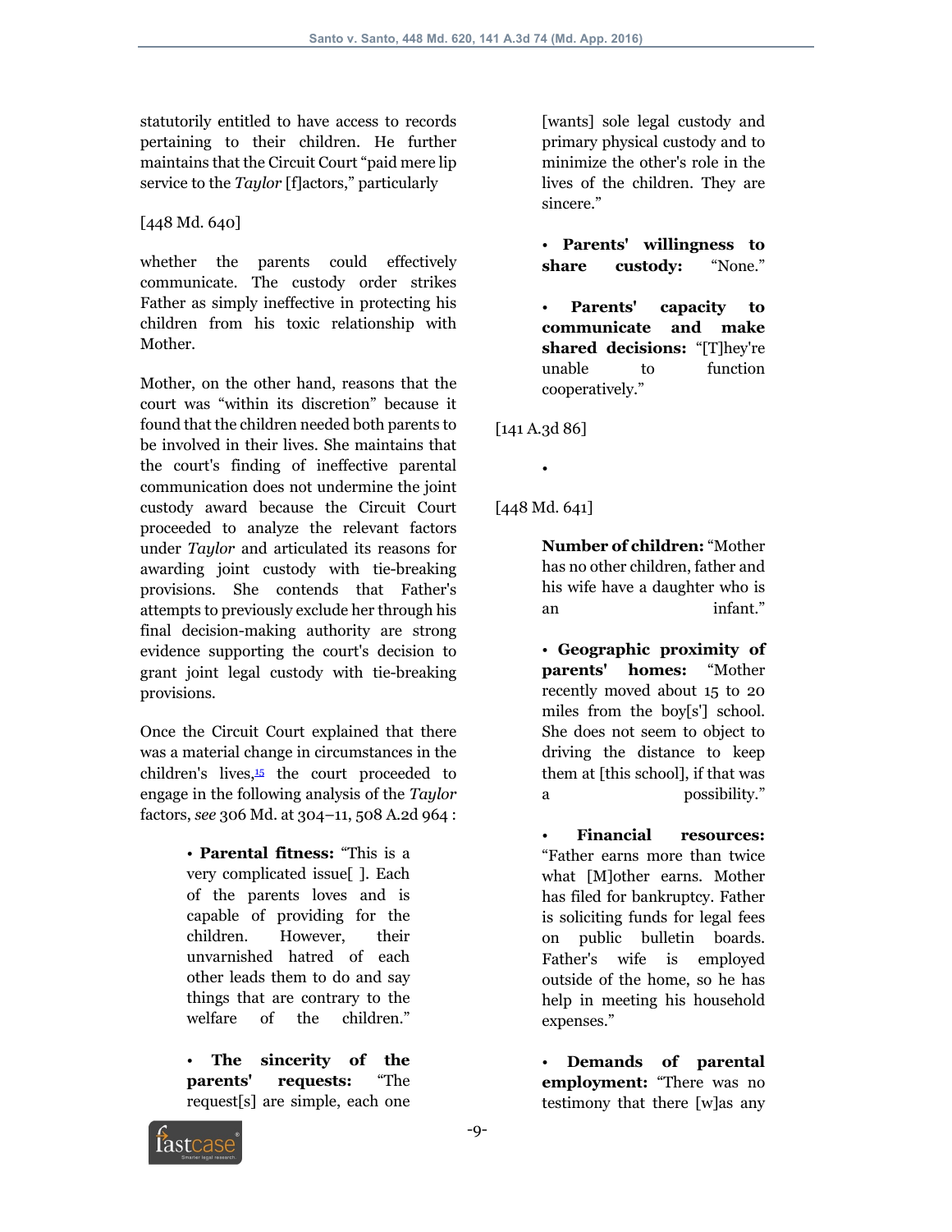statutorily entitled to have access to records pertaining to their children. He further maintains that the Circuit Court "paid mere lip service to the *Taylor* [f]actors," particularly

[448 Md. 640]

whether the parents could effectively communicate. The custody order strikes Father as simply ineffective in protecting his children from his toxic relationship with Mother.

Mother, on the other hand, reasons that the court was "within its discretion" because it found that the children needed both parents to be involved in their lives. She maintains that the court's finding of ineffective parental communication does not undermine the joint custody award because the Circuit Court proceeded to analyze the relevant factors under *Taylor* and articulated its reasons for awarding joint custody with tie-breaking provisions. She contends that Father's attempts to previously exclude her through his final decision-making authority are strong evidence supporting the court's decision to grant joint legal custody with tie-breaking provisions.

Once the Circuit Court explained that there was a material change in circumstances in the children's lives,[15] the court proceeded to engage in the following analysis of the *Taylor* factors, *see* 306 Md. at 304–11, 508 A.2d 964 :

> • **Parental fitness:** "This is a very complicated issue[ ]. Each of the parents loves and is capable of providing for the children. However, their unvarnished hatred of each other leads them to do and say things that are contrary to the welfare of the children."
>
> • **The sincerity of the parents' requests:** "The request[s] are simple, each one [wants] sole legal custody and primary physical custody and to minimize the other's role in the lives of the children. They are sincere."
>
> • **Parents' willingness to share custody:** "None."
>
> • **Parents' capacity to communicate and make shared decisions:** "[T]hey're unable to function cooperatively."

[141 A.3d 86]

[448 Md. 641]

> • **Number of children:** "Mother has no other children, father and his wife have a daughter who is an infant."
>
> • **Geographic proximity of parents' homes:** "Mother recently moved about 15 to 20 miles from the boy[s'] school. She does not seem to object to driving the distance to keep them at [this school], if that was a possibility."
>
> • **Financial resources:** "Father earns more than twice what [M]other earns. Mother has filed for bankruptcy. Father is soliciting funds for legal fees on public bulletin boards. Father's wife is employed outside of the home, so he has help in meeting his household expenses."
>
> • **Demands of parental employment:** "There was no testimony that there [w]as any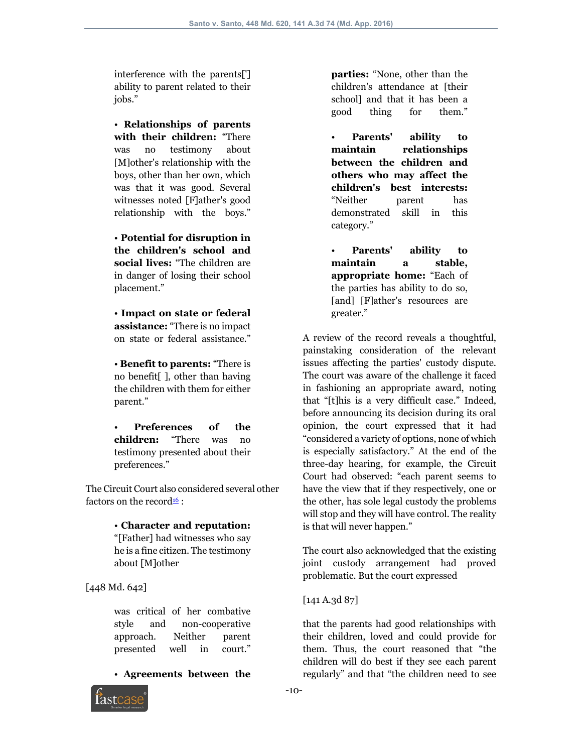interference with the parents['] ability to parent related to their jobs."

• **Relationships of parents with their children:** "There was no testimony about [M]other's relationship with the boys, other than her own, which was that it was good. Several witnesses noted [F]ather's good relationship with the boys."

• **Potential for disruption in the children's school and social lives:** "The children are in danger of losing their school placement."

• **Impact on state or federal assistance:** "There is no impact on state or federal assistance."

• **Benefit to parents:** "There is no benefit[ ], other than having the children with them for either parent."

• **Preferences of the children:** "There was no testimony presented about their preferences."

The Circuit Court also considered several other factors on the record[16] :

• **Character and reputation:** "[Father] had witnesses who say he is a fine citizen. The testimony about [M]other

[448 Md. 642]

was critical of her combative style and non-cooperative approach. Neither parent presented well in court."

• **Agreements between the parties:** "None, other than the children's attendance at [their school] and that it has been a good thing for them."

• **Parents' ability to maintain relationships between the children and others who may affect the children's best interests:** "Neither parent has demonstrated skill in this category."

• **Parents' ability to maintain a stable, appropriate home:** "Each of the parties has ability to do so, [and] [F]ather's resources are greater."

A review of the record reveals a thoughtful, painstaking consideration of the relevant issues affecting the parties' custody dispute. The court was aware of the challenge it faced in fashioning an appropriate award, noting that "[t]his is a very difficult case." Indeed, before announcing its decision during its oral opinion, the court expressed that it had "considered a variety of options, none of which is especially satisfactory." At the end of the three-day hearing, for example, the Circuit Court had observed: "each parent seems to have the view that if they respectively, one or the other, has sole legal custody the problems will stop and they will have control. The reality is that will never happen."

The court also acknowledged that the existing joint custody arrangement had proved problematic. But the court expressed

[141 A.3d 87]

that the parents had good relationships with their children, loved and could provide for them. Thus, the court reasoned that "the children will do best if they see each parent regularly" and that "the children need to see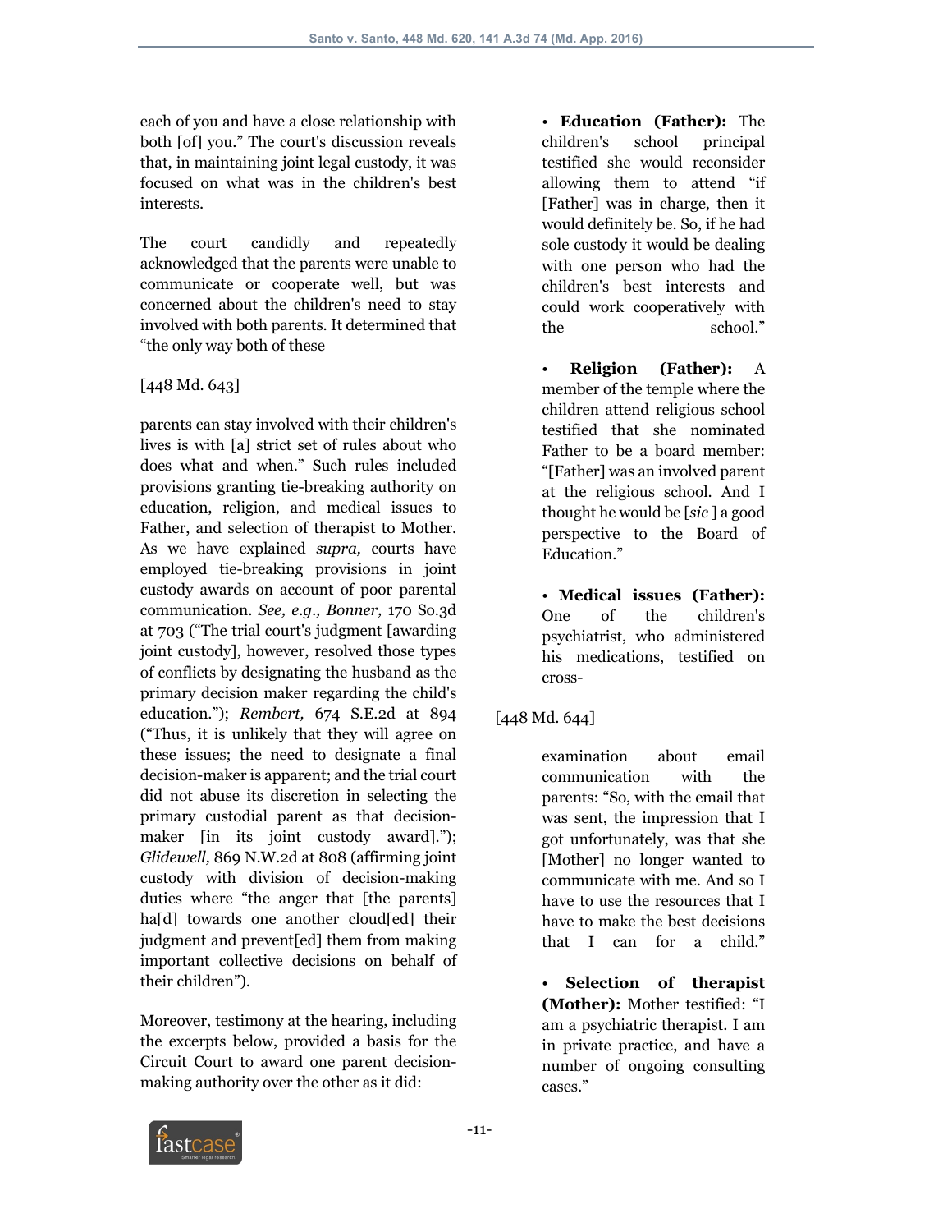each of you and have a close relationship with both [of] you." The court's discussion reveals that, in maintaining joint legal custody, it was focused on what was in the children's best interests.

The court candidly and repeatedly acknowledged that the parents were unable to communicate or cooperate well, but was concerned about the children's need to stay involved with both parents. It determined that "the only way both of these

[448 Md. 643]

parents can stay involved with their children's lives is with [a] strict set of rules about who does what and when." Such rules included provisions granting tie-breaking authority on education, religion, and medical issues to Father, and selection of therapist to Mother. As we have explained *supra,* courts have employed tie-breaking provisions in joint custody awards on account of poor parental communication. *See, e.g., Bonner,* 170 So.3d at 703 ("The trial court's judgment [awarding joint custody], however, resolved those types of conflicts by designating the husband as the primary decision maker regarding the child's education."); *Rembert,* 674 S.E.2d at 894 ("Thus, it is unlikely that they will agree on these issues; the need to designate a final decision-maker is apparent; and the trial court did not abuse its discretion in selecting the primary custodial parent as that decision-maker [in its joint custody award]."); *Glidewell,* 869 N.W.2d at 808 (affirming joint custody with division of decision-making duties where "the anger that [the parents] ha[d] towards one another cloud[ed] their judgment and prevent[ed] them from making important collective decisions on behalf of their children").

Moreover, testimony at the hearing, including the excerpts below, provided a basis for the Circuit Court to award one parent decision-making authority over the other as it did:

- **Education (Father):** The children's school principal testified she would reconsider allowing them to attend "if [Father] was in charge, then it would definitely be. So, if he had sole custody it would be dealing with one person who had the children's best interests and could work cooperatively with the school."

- **Religion (Father):** A member of the temple where the children attend religious school testified that she nominated Father to be a board member: "[Father] was an involved parent at the religious school. And I thought he would be [*sic* ] a good perspective to the Board of Education."

- **Medical issues (Father):** One of the children's psychiatrist, who administered his medications, testified on cross-

[448 Md. 644]

  examination about email communication with the parents: "So, with the email that was sent, the impression that I got unfortunately, was that she [Mother] no longer wanted to communicate with me. And so I have to use the resources that I have to make the best decisions that I can for a child."

- **Selection of therapist (Mother):** Mother testified: "I am a psychiatric therapist. I am in private practice, and have a number of ongoing consulting cases."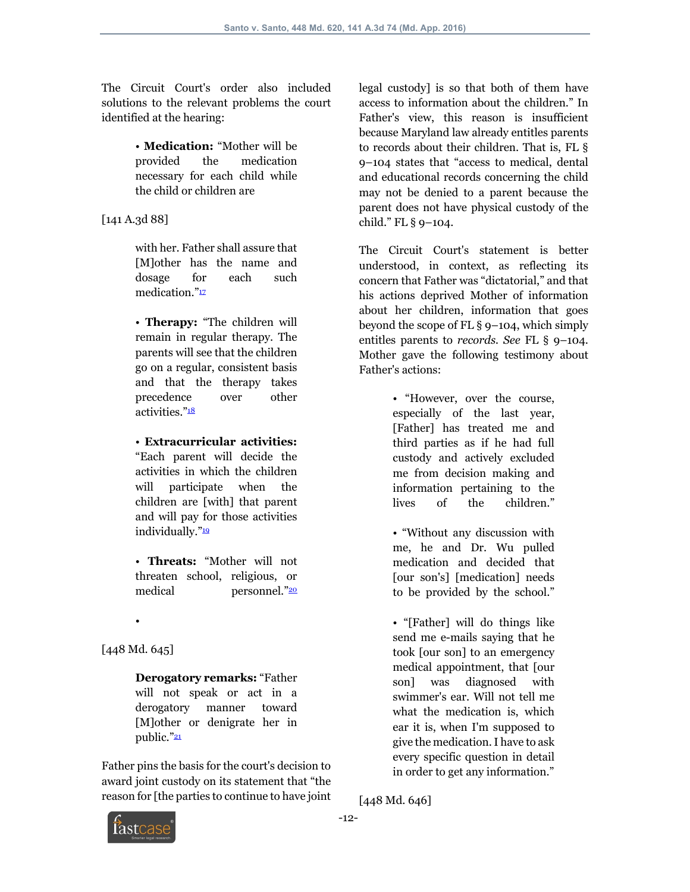The Circuit Court's order also included solutions to the relevant problems the court identified at the hearing:

> • **Medication:** "Mother will be provided the medication necessary for each child while the child or children are

[141 A.3d 88]

> with her. Father shall assure that [M]other has the name and dosage for each such medication."[17]
>
> • **Therapy:** "The children will remain in regular therapy. The parents will see that the children go on a regular, consistent basis and that the therapy takes precedence over other activities."[18]
>
> • **Extracurricular activities:** "Each parent will decide the activities in which the children will participate when the children are [with] that parent and will pay for those activities individually."[19]
>
> • **Threats:** "Mother will not threaten school, religious, or medical personnel."[20]
>
> •

[448 Md. 645]

> **Derogatory remarks:** "Father will not speak or act in a derogatory manner toward [M]other or denigrate her in public."[21]

Father pins the basis for the court's decision to award joint custody on its statement that "the reason for [the parties to continue to have joint legal custody] is so that both of them have access to information about the children." In Father's view, this reason is insufficient because Maryland law already entitles parents to records about their children. That is, FL § 9–104 states that "access to medical, dental and educational records concerning the child may not be denied to a parent because the parent does not have physical custody of the child." FL § 9–104.

The Circuit Court's statement is better understood, in context, as reflecting its concern that Father was "dictatorial," and that his actions deprived Mother of information about her children, information that goes beyond the scope of FL § 9–104, which simply entitles parents to *records*. *See* FL § 9–104. Mother gave the following testimony about Father's actions:

> • "However, over the course, especially of the last year, [Father] has treated me and third parties as if he had full custody and actively excluded me from decision making and information pertaining to the lives of the children."
>
> • "Without any discussion with me, he and Dr. Wu pulled medication and decided that [our son's] [medication] needs to be provided by the school."
>
> • "[Father] will do things like send me e-mails saying that he took [our son] to an emergency medical appointment, that [our son] was diagnosed with swimmer's ear. Will not tell me what the medication is, which ear it is, when I'm supposed to give the medication. I have to ask every specific question in detail in order to get any information."

[448 Md. 646]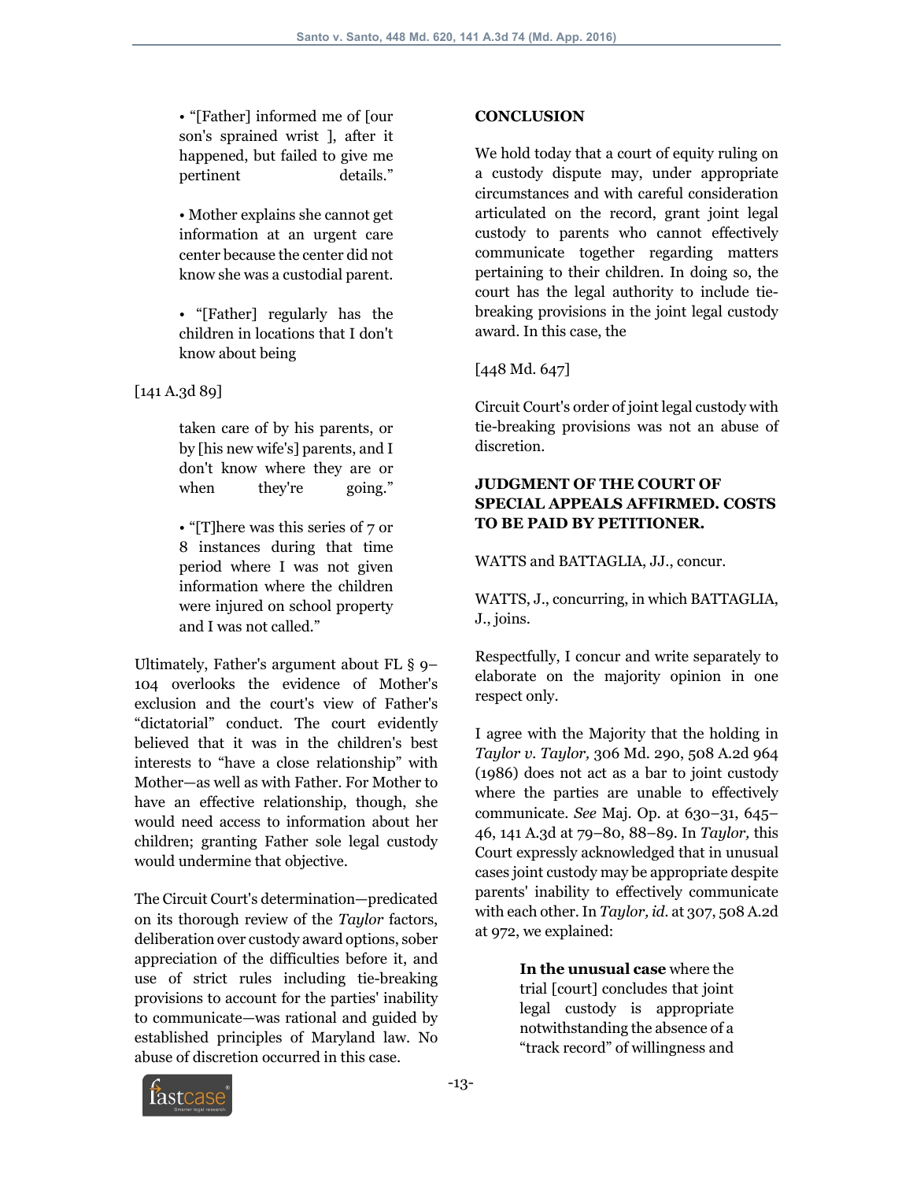• "[Father] informed me of [our son's sprained wrist ], after it happened, but failed to give me pertinent details."

• Mother explains she cannot get information at an urgent care center because the center did not know she was a custodial parent.

• "[Father] regularly has the children in locations that I don't know about being

[141 A.3d 89]

taken care of by his parents, or by [his new wife's] parents, and I don't know where they are or when they're going."

• "[T]here was this series of 7 or 8 instances during that time period where I was not given information where the children were injured on school property and I was not called."

Ultimately, Father's argument about FL § 9–104 overlooks the evidence of Mother's exclusion and the court's view of Father's "dictatorial" conduct. The court evidently believed that it was in the children's best interests to "have a close relationship" with Mother—as well as with Father. For Mother to have an effective relationship, though, she would need access to information about her children; granting Father sole legal custody would undermine that objective.

The Circuit Court's determination—predicated on its thorough review of the *Taylor* factors, deliberation over custody award options, sober appreciation of the difficulties before it, and use of strict rules including tie-breaking provisions to account for the parties' inability to communicate—was rational and guided by established principles of Maryland law. No abuse of discretion occurred in this case.

**CONCLUSION**

We hold today that a court of equity ruling on a custody dispute may, under appropriate circumstances and with careful consideration articulated on the record, grant joint legal custody to parents who cannot effectively communicate together regarding matters pertaining to their children. In doing so, the court has the legal authority to include tie-breaking provisions in the joint legal custody award. In this case, the

[448 Md. 647]

Circuit Court's order of joint legal custody with tie-breaking provisions was not an abuse of discretion.

**JUDGMENT OF THE COURT OF SPECIAL APPEALS AFFIRMED. COSTS TO BE PAID BY PETITIONER.**

WATTS and BATTAGLIA, JJ., concur.

WATTS, J., concurring, in which BATTAGLIA, J., joins.

Respectfully, I concur and write separately to elaborate on the majority opinion in one respect only.

I agree with the Majority that the holding in *Taylor v. Taylor,* 306 Md. 290, 508 A.2d 964 (1986) does not act as a bar to joint custody where the parties are unable to effectively communicate. *See* Maj. Op. at 630–31, 645–46, 141 A.3d at 79–80, 88–89. In *Taylor,* this Court expressly acknowledged that in unusual cases joint custody may be appropriate despite parents' inability to effectively communicate with each other. In *Taylor, id.* at 307, 508 A.2d at 972, we explained:

> **In the unusual case** where the trial [court] concludes that joint legal custody is appropriate notwithstanding the absence of a "track record" of willingness and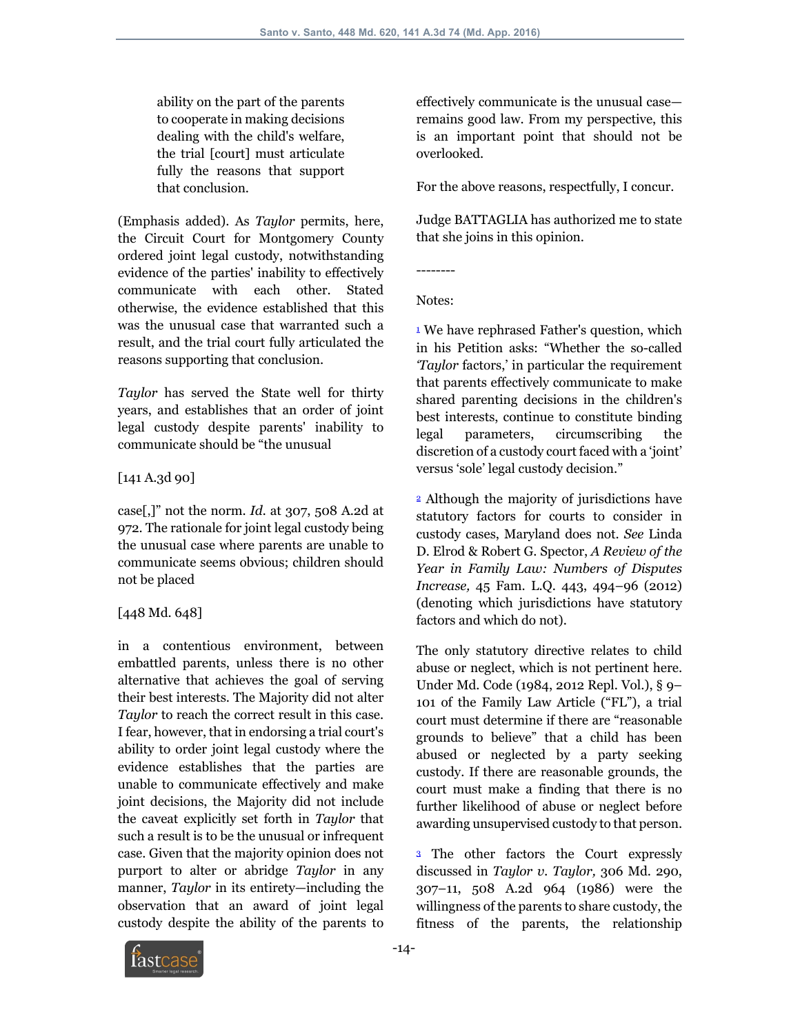ability on the part of the parents to cooperate in making decisions dealing with the child's welfare, the trial [court] must articulate fully the reasons that support that conclusion.

(Emphasis added). As *Taylor* permits, here, the Circuit Court for Montgomery County ordered joint legal custody, notwithstanding evidence of the parties' inability to effectively communicate with each other. Stated otherwise, the evidence established that this was the unusual case that warranted such a result, and the trial court fully articulated the reasons supporting that conclusion.

*Taylor* has served the State well for thirty years, and establishes that an order of joint legal custody despite parents' inability to communicate should be "the unusual

[141 A.3d 90]

case[,]" not the norm. *Id.* at 307, 508 A.2d at 972. The rationale for joint legal custody being the unusual case where parents are unable to communicate seems obvious; children should not be placed

[448 Md. 648]

in a contentious environment, between embattled parents, unless there is no other alternative that achieves the goal of serving their best interests. The Majority did not alter *Taylor* to reach the correct result in this case. I fear, however, that in endorsing a trial court's ability to order joint legal custody where the evidence establishes that the parties are unable to communicate effectively and make joint decisions, the Majority did not include the caveat explicitly set forth in *Taylor* that such a result is to be the unusual or infrequent case. Given that the majority opinion does not purport to alter or abridge *Taylor* in any manner, *Taylor* in its entirety—including the observation that an award of joint legal custody despite the ability of the parents to effectively communicate is the unusual case—remains good law. From my perspective, this is an important point that should not be overlooked.

For the above reasons, respectfully, I concur.

Judge BATTAGLIA has authorized me to state that she joins in this opinion.

--------

Notes:

[1] We have rephrased Father's question, which in his Petition asks: "Whether the so-called '*Taylor* factors,' in particular the requirement that parents effectively communicate to make shared parenting decisions in the children's best interests, continue to constitute binding legal parameters, circumscribing the discretion of a custody court faced with a 'joint' versus 'sole' legal custody decision."

[2] Although the majority of jurisdictions have statutory factors for courts to consider in custody cases, Maryland does not. *See* Linda D. Elrod & Robert G. Spector, *A Review of the Year in Family Law: Numbers of Disputes Increase,* 45 Fam. L.Q. 443, 494–96 (2012) (denoting which jurisdictions have statutory factors and which do not).

The only statutory directive relates to child abuse or neglect, which is not pertinent here. Under Md. Code (1984, 2012 Repl. Vol.), § 9–101 of the Family Law Article ("FL"), a trial court must determine if there are "reasonable grounds to believe" that a child has been abused or neglected by a party seeking custody. If there are reasonable grounds, the court must make a finding that there is no further likelihood of abuse or neglect before awarding unsupervised custody to that person.

[3] The other factors the Court expressly discussed in *Taylor v. Taylor,* 306 Md. 290, 307–11, 508 A.2d 964 (1986) were the willingness of the parents to share custody, the fitness of the parents, the relationship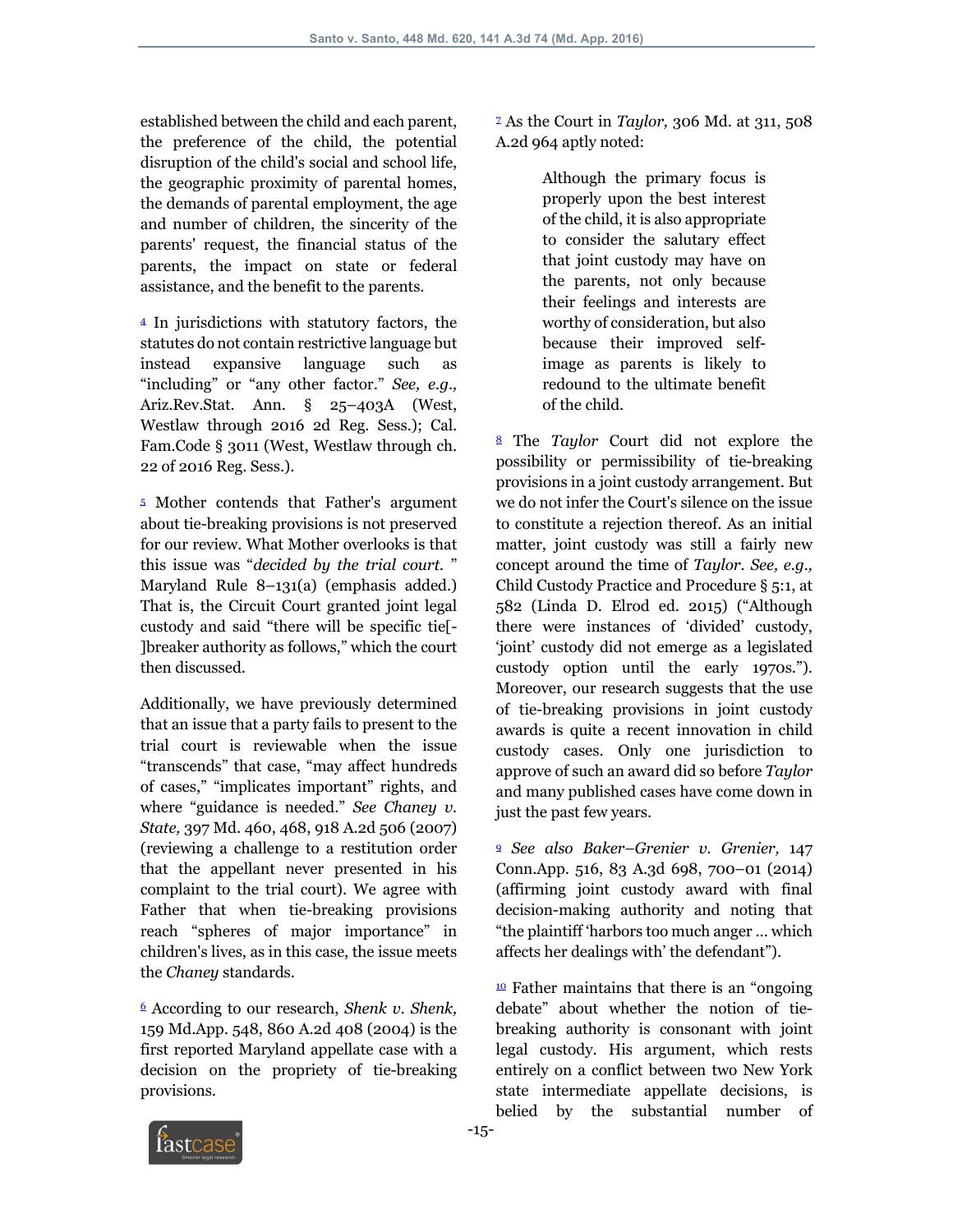established between the child and each parent, the preference of the child, the potential disruption of the child's social and school life, the geographic proximity of parental homes, the demands of parental employment, the age and number of children, the sincerity of the parents' request, the financial status of the parents, the impact on state or federal assistance, and the benefit to the parents.

[4] In jurisdictions with statutory factors, the statutes do not contain restrictive language but instead expansive language such as "including" or "any other factor." *See, e.g.,* Ariz.Rev.Stat. Ann. § 25–403A (West, Westlaw through 2016 2d Reg. Sess.); Cal. Fam.Code § 3011 (West, Westlaw through ch. 22 of 2016 Reg. Sess.).

[5] Mother contends that Father's argument about tie-breaking provisions is not preserved for our review. What Mother overlooks is that this issue was "*decided by the trial court.* " Maryland Rule 8–131(a) (emphasis added.) That is, the Circuit Court granted joint legal custody and said "there will be specific tie[-]breaker authority as follows," which the court then discussed.

Additionally, we have previously determined that an issue that a party fails to present to the trial court is reviewable when the issue "transcends" that case, "may affect hundreds of cases," "implicates important" rights, and where "guidance is needed." *See Chaney v. State,* 397 Md. 460, 468, 918 A.2d 506 (2007) (reviewing a challenge to a restitution order that the appellant never presented in his complaint to the trial court). We agree with Father that when tie-breaking provisions reach "spheres of major importance" in children's lives, as in this case, the issue meets the *Chaney* standards.

[6] According to our research, *Shenk v. Shenk,* 159 Md.App. 548, 860 A.2d 408 (2004) is the first reported Maryland appellate case with a decision on the propriety of tie-breaking provisions.

[7] As the Court in *Taylor,* 306 Md. at 311, 508 A.2d 964 aptly noted:

> Although the primary focus is properly upon the best interest of the child, it is also appropriate to consider the salutary effect that joint custody may have on the parents, not only because their feelings and interests are worthy of consideration, but also because their improved self-image as parents is likely to redound to the ultimate benefit of the child.

[8] The *Taylor* Court did not explore the possibility or permissibility of tie-breaking provisions in a joint custody arrangement. But we do not infer the Court's silence on the issue to constitute a rejection thereof. As an initial matter, joint custody was still a fairly new concept around the time of *Taylor. See, e.g.,* Child Custody Practice and Procedure § 5:1, at 582 (Linda D. Elrod ed. 2015) ("Although there were instances of 'divided' custody, 'joint' custody did not emerge as a legislated custody option until the early 1970s."). Moreover, our research suggests that the use of tie-breaking provisions in joint custody awards is quite a recent innovation in child custody cases. Only one jurisdiction to approve of such an award did so before *Taylor* and many published cases have come down in just the past few years.

[9] *See also Baker–Grenier v. Grenier,* 147 Conn.App. 516, 83 A.3d 698, 700–01 (2014) (affirming joint custody award with final decision-making authority and noting that "the plaintiff 'harbors too much anger ... which affects her dealings with' the defendant").

[10] Father maintains that there is an "ongoing debate" about whether the notion of tie-breaking authority is consonant with joint legal custody. His argument, which rests entirely on a conflict between two New York state intermediate appellate decisions, is belied by the substantial number of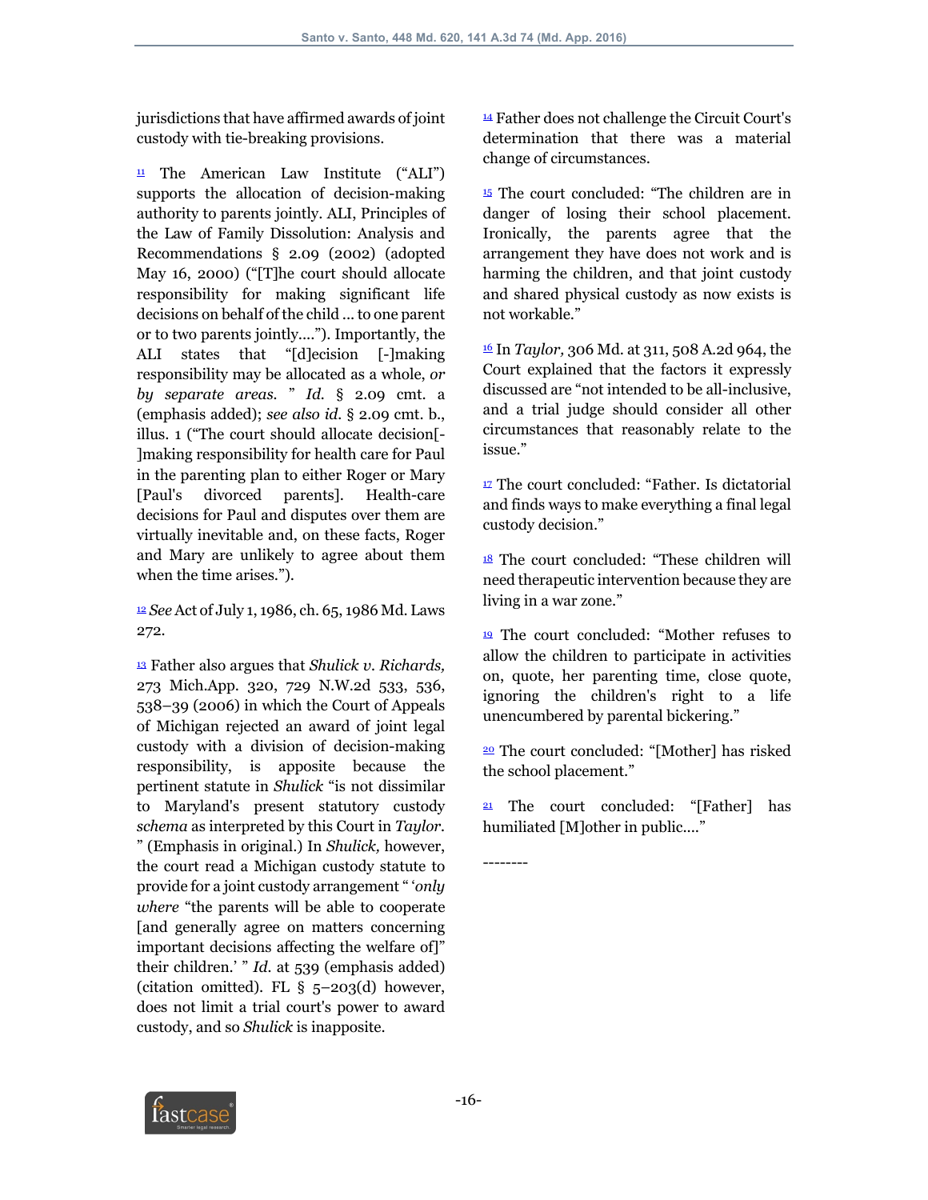jurisdictions that have affirmed awards of joint custody with tie-breaking provisions.

[11] The American Law Institute ("ALI") supports the allocation of decision-making authority to parents jointly. ALI, Principles of the Law of Family Dissolution: Analysis and Recommendations § 2.09 (2002) (adopted May 16, 2000) ("[T]he court should allocate responsibility for making significant life decisions on behalf of the child ... to one parent or to two parents jointly...."). Importantly, the ALI states that "[d]ecision [-]making responsibility may be allocated as a whole, *or by separate areas.* " *Id.* § 2.09 cmt. a (emphasis added); *see also id.* § 2.09 cmt. b., illus. 1 ("The court should allocate decision[-]making responsibility for health care for Paul in the parenting plan to either Roger or Mary [Paul's divorced parents]. Health-care decisions for Paul and disputes over them are virtually inevitable and, on these facts, Roger and Mary are unlikely to agree about them when the time arises.").

[12] *See* Act of July 1, 1986, ch. 65, 1986 Md. Laws 272.

[13] Father also argues that *Shulick v. Richards,* 273 Mich.App. 320, 729 N.W.2d 533, 536, 538–39 (2006) in which the Court of Appeals of Michigan rejected an award of joint legal custody with a division of decision-making responsibility, is apposite because the pertinent statute in *Shulick* "is not dissimilar to Maryland's present statutory custody *schema* as interpreted by this Court in *Taylor.* " (Emphasis in original.) In *Shulick,* however, the court read a Michigan custody statute to provide for a joint custody arrangement " '*only where* "the parents will be able to cooperate [and generally agree on matters concerning important decisions affecting the welfare of]" their children.' " *Id.* at 539 (emphasis added) (citation omitted). FL § 5–203(d) however, does not limit a trial court's power to award custody, and so *Shulick* is inapposite.

[14] Father does not challenge the Circuit Court's determination that there was a material change of circumstances.

[15] The court concluded: "The children are in danger of losing their school placement. Ironically, the parents agree that the arrangement they have does not work and is harming the children, and that joint custody and shared physical custody as now exists is not workable."

[16] In *Taylor,* 306 Md. at 311, 508 A.2d 964, the Court explained that the factors it expressly discussed are "not intended to be all-inclusive, and a trial judge should consider all other circumstances that reasonably relate to the issue."

[17] The court concluded: "Father. Is dictatorial and finds ways to make everything a final legal custody decision."

[18] The court concluded: "These children will need therapeutic intervention because they are living in a war zone."

[19] The court concluded: "Mother refuses to allow the children to participate in activities on, quote, her parenting time, close quote, ignoring the children's right to a life unencumbered by parental bickering."

[20] The court concluded: "[Mother] has risked the school placement."

[21] The court concluded: "[Father] has humiliated [M]other in public...."

--------